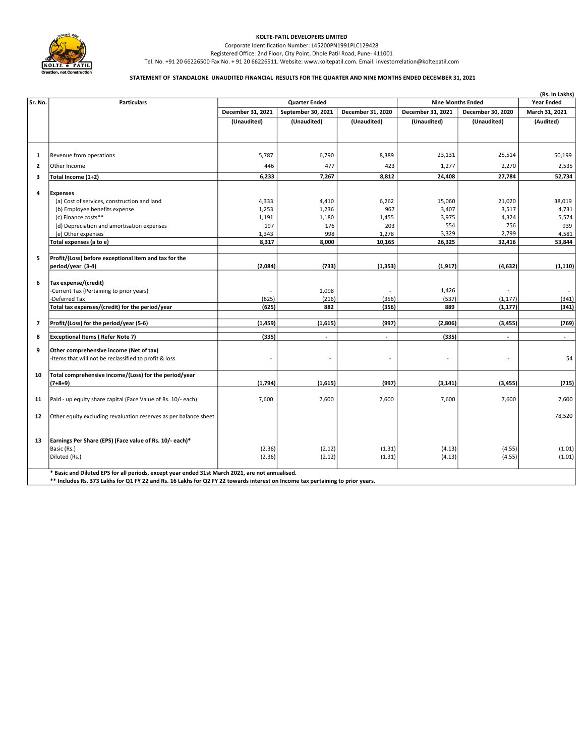**KOLTE-PATIL DEVELOPERS LIMITED**

Corporate Identification Number: L45200PN1991PLC129428

Registered Office: 2nd Floor, City Point, Dhole Patil Road, Pune- 411001

Tel. No. +91 20 66226500 Fax No. + 91 20 66226511. Website: www.koltepatil.com. Email: investorrelation@koltepatil.com

**STATEMENT OF STANDALONE UNAUDITED FINANCIAL RESULTS FOR THE QUARTER AND NINE MONTHS ENDED DECEMBER 31, 2021**

(Rs. In Lakhs)

| Sr. No. | Particulars | Quarter Ended | | | Nine Months Ended | | Year Ended |
|---|---|---|---|---|---|---|---|
| | | December 31, 2021 | September 30, 2021 | December 31, 2020 | December 31, 2021 | December 30, 2020 | March 31, 2021 |
| | | (Unaudited) | (Unaudited) | (Unaudited) | (Unaudited) | (Unaudited) | (Audited) |
| 1 | Revenue from operations | 5,787 | 6,790 | 8,389 | 23,131 | 25,514 | 50,199 |
| 2 | Other Income | 446 | 477 | 423 | 1,277 | 2,270 | 2,535 |
| 3 | **Total Income (1+2)** | **6,233** | **7,267** | **8,812** | **24,408** | **27,784** | **52,734** |
| 4 | **Expenses** | | | | | | |
| | (a) Cost of services, construction and land | 4,333 | 4,410 | 6,262 | 15,060 | 21,020 | 38,019 |
| | (b) Employee benefits expense | 1,253 | 1,236 | 967 | 3,407 | 3,517 | 4,731 |
| | (c) Finance costs** | 1,191 | 1,180 | 1,455 | 3,975 | 4,324 | 5,574 |
| | (d) Depreciation and amortisation expenses | 197 | 176 | 203 | 554 | 756 | 939 |
| | (e) Other expenses | 1,343 | 998 | 1,278 | 3,329 | 2,799 | 4,581 |
| | **Total expenses (a to e)** | **8,317** | **8,000** | **10,165** | **26,325** | **32,416** | **53,844** |
| 5 | **Profit/(Loss) before exceptional item and tax for the period/year (3-4)** | **(2,084)** | **(733)** | **(1,353)** | **(1,917)** | **(4,632)** | **(1,110)** |
| 6 | **Tax expense/(credit)** | | | | | | |
| | -Current Tax (Pertaining to prior years) | - | 1,098 | - | 1,426 | - | - |
| | -Deferred Tax | (625) | (216) | (356) | (537) | (1,177) | (341) |
| | **Total tax expenses/(credit) for the period/year** | **(625)** | **882** | **(356)** | **889** | **(1,177)** | **(341)** |
| 7 | **Profit/(Loss) for the period/year (5-6)** | **(1,459)** | **(1,615)** | **(997)** | **(2,806)** | **(3,455)** | **(769)** |
| 8 | **Exceptional Items ( Refer Note 7)** | **(335)** | **-** | **-** | **(335)** | **-** | **-** |
| 9 | **Other comprehensive income (Net of tax)** | | | | | | |
| | -Items that will not be reclassified to profit & loss | - | - | - | - | - | 54 |
| 10 | **Total comprehensive income/(Loss) for the period/year (7+8+9)** | **(1,794)** | **(1,615)** | **(997)** | **(3,141)** | **(3,455)** | **(715)** |
| 11 | Paid - up equity share capital (Face Value of Rs. 10/- each) | 7,600 | 7,600 | 7,600 | 7,600 | 7,600 | 7,600 |
| 12 | Other equity excluding revaluation reserves as per balance sheet | | | | | | 78,520 |
| 13 | **Earnings Per Share (EPS) (Face value of Rs. 10/- each)*** | | | | | | |
| | Basic (Rs.) | (2.36) | (2.12) | (1.31) | (4.13) | (4.55) | (1.01) |
| | Diluted (Rs.) | (2.36) | (2.12) | (1.31) | (4.13) | (4.55) | (1.01) |

**\* Basic and Diluted EPS for all periods, except year ended 31st March 2021, are not annualised.**

**\*\* Includes Rs. 373 Lakhs for Q1 FY 22 and Rs. 16 Lakhs for Q2 FY 22 towards interest on Income tax pertaining to prior years.**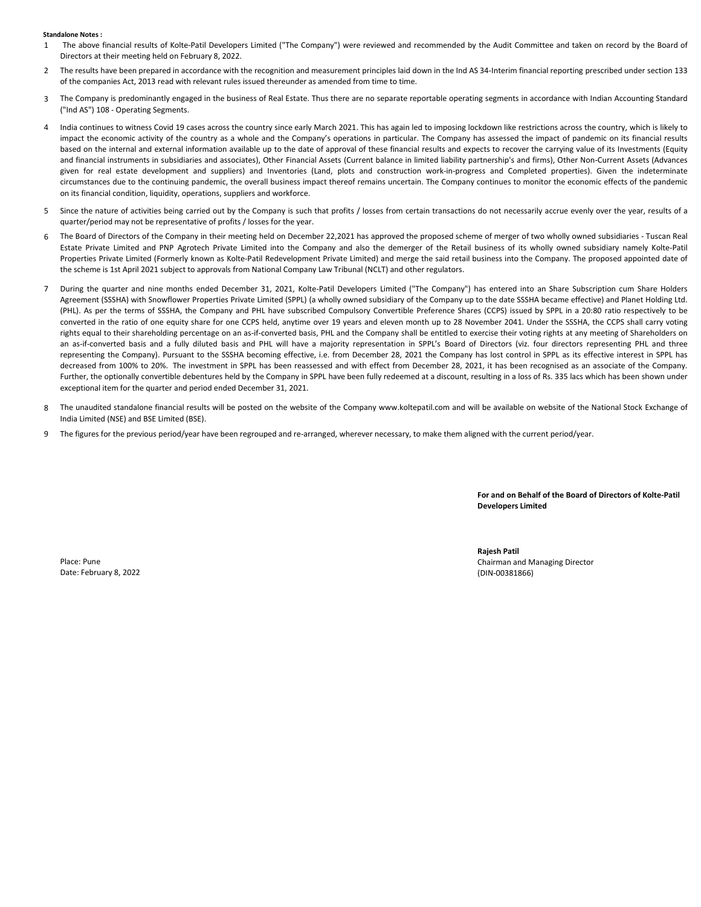**Standalone Notes :**

1. The above financial results of Kolte-Patil Developers Limited ("The Company") were reviewed and recommended by the Audit Committee and taken on record by the Board of Directors at their meeting held on February 8, 2022.

2. The results have been prepared in accordance with the recognition and measurement principles laid down in the Ind AS 34-Interim financial reporting prescribed under section 133 of the companies Act, 2013 read with relevant rules issued thereunder as amended from time to time.

3. The Company is predominantly engaged in the business of Real Estate. Thus there are no separate reportable operating segments in accordance with Indian Accounting Standard ("Ind AS") 108 - Operating Segments.

4. India continues to witness Covid 19 cases across the country since early March 2021. This has again led to imposing lockdown like restrictions across the country, which is likely to impact the economic activity of the country as a whole and the Company's operations in particular. The Company has assessed the impact of pandemic on its financial results based on the internal and external information available up to the date of approval of these financial results and expects to recover the carrying value of its Investments (Equity and financial instruments in subsidiaries and associates), Other Financial Assets (Current balance in limited liability partnership's and firms), Other Non-Current Assets (Advances given for real estate development and suppliers) and Inventories (Land, plots and construction work-in-progress and Completed properties). Given the indeterminate circumstances due to the continuing pandemic, the overall business impact thereof remains uncertain. The Company continues to monitor the economic effects of the pandemic on its financial condition, liquidity, operations, suppliers and workforce.

5. Since the nature of activities being carried out by the Company is such that profits / losses from certain transactions do not necessarily accrue evenly over the year, results of a quarter/period may not be representative of profits / losses for the year.

6. The Board of Directors of the Company in their meeting held on December 22,2021 has approved the proposed scheme of merger of two wholly owned subsidiaries - Tuscan Real Estate Private Limited and PNP Agrotech Private Limited into the Company and also the demerger of the Retail business of its wholly owned subsidiary namely Kolte-Patil Properties Private Limited (Formerly known as Kolte-Patil Redevelopment Private Limited) and merge the said retail business into the Company. The proposed appointed date of the scheme is 1st April 2021 subject to approvals from National Company Law Tribunal (NCLT) and other regulators.

7. During the quarter and nine months ended December 31, 2021, Kolte-Patil Developers Limited ("The Company") has entered into an Share Subscription cum Share Holders Agreement (SSSHA) with Snowflower Properties Private Limited (SPPL) (a wholly owned subsidiary of the Company up to the date SSSHA became effective) and Planet Holding Ltd. (PHL). As per the terms of SSSHA, the Company and PHL have subscribed Compulsory Convertible Preference Shares (CCPS) issued by SPPL in a 20:80 ratio respectively to be converted in the ratio of one equity share for one CCPS held, anytime over 19 years and eleven month up to 28 November 2041. Under the SSSHA, the CCPS shall carry voting rights equal to their shareholding percentage on an as-if-converted basis, PHL and the Company shall be entitled to exercise their voting rights at any meeting of Shareholders on an as-if-converted basis and a fully diluted basis and PHL will have a majority representation in SPPL's Board of Directors (viz. four directors representing PHL and three representing the Company). Pursuant to the SSSHA becoming effective, i.e. from December 28, 2021 the Company has lost control in SPPL as its effective interest in SPPL has decreased from 100% to 20%. The investment in SPPL has been reassessed and with effect from December 28, 2021, it has been recognised as an associate of the Company. Further, the optionally convertible debentures held by the Company in SPPL have been fully redeemed at a discount, resulting in a loss of Rs. 335 lacs which has been shown under exceptional item for the quarter and period ended December 31, 2021.

8. The unaudited standalone financial results will be posted on the website of the Company www.koltepatil.com and will be available on website of the National Stock Exchange of India Limited (NSE) and BSE Limited (BSE).

9. The figures for the previous period/year have been regrouped and re-arranged, wherever necessary, to make them aligned with the current period/year.

**For and on Behalf of the Board of Directors of Kolte-Patil Developers Limited**

**Rajesh Patil**
Chairman and Managing Director
(DIN-00381866)

Place: Pune
Date: February 8, 2022